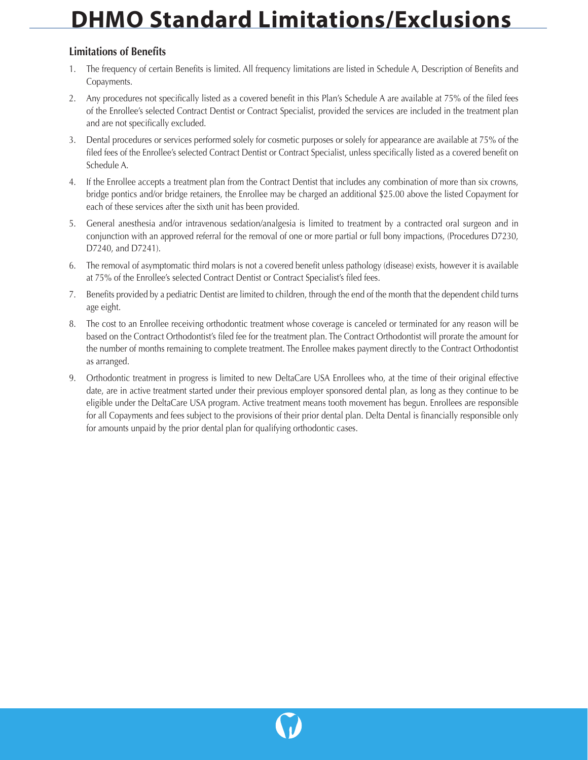# DHMO Standard Limitations/Exclusions

## Limitations of Benefits

1. The frequency of certain Benefits is limited. All frequency limitations are listed in Schedule A, Description of Benefits and Copayments.
2. Any procedures not specifically listed as a covered benefit in this Plan's Schedule A are available at 75% of the filed fees of the Enrollee's selected Contract Dentist or Contract Specialist, provided the services are included in the treatment plan and are not specifically excluded.
3. Dental procedures or services performed solely for cosmetic purposes or solely for appearance are available at 75% of the filed fees of the Enrollee's selected Contract Dentist or Contract Specialist, unless specifically listed as a covered benefit on Schedule A.
4. If the Enrollee accepts a treatment plan from the Contract Dentist that includes any combination of more than six crowns, bridge pontics and/or bridge retainers, the Enrollee may be charged an additional $25.00 above the listed Copayment for each of these services after the sixth unit has been provided.
5. General anesthesia and/or intravenous sedation/analgesia is limited to treatment by a contracted oral surgeon and in conjunction with an approved referral for the removal of one or more partial or full bony impactions, (Procedures D7230, D7240, and D7241).
6. The removal of asymptomatic third molars is not a covered benefit unless pathology (disease) exists, however it is available at 75% of the Enrollee's selected Contract Dentist or Contract Specialist's filed fees.
7. Benefits provided by a pediatric Dentist are limited to children, through the end of the month that the dependent child turns age eight.
8. The cost to an Enrollee receiving orthodontic treatment whose coverage is canceled or terminated for any reason will be based on the Contract Orthodontist's filed fee for the treatment plan. The Contract Orthodontist will prorate the amount for the number of months remaining to complete treatment. The Enrollee makes payment directly to the Contract Orthodontist as arranged.
9. Orthodontic treatment in progress is limited to new DeltaCare USA Enrollees who, at the time of their original effective date, are in active treatment started under their previous employer sponsored dental plan, as long as they continue to be eligible under the DeltaCare USA program. Active treatment means tooth movement has begun. Enrollees are responsible for all Copayments and fees subject to the provisions of their prior dental plan. Delta Dental is financially responsible only for amounts unpaid by the prior dental plan for qualifying orthodontic cases.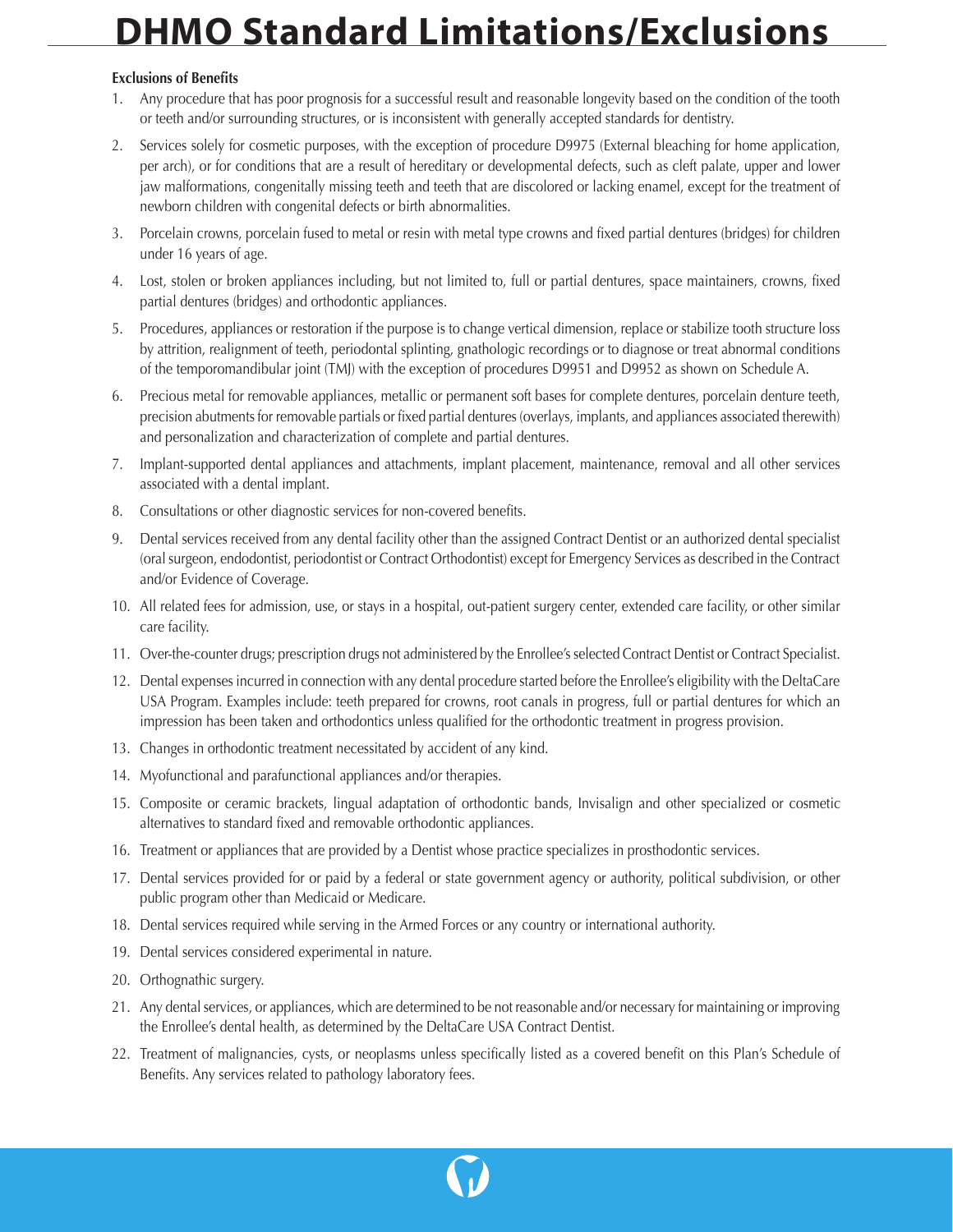# DHMO Standard Limitations/Exclusions

**Exclusions of Benefits**

1. Any procedure that has poor prognosis for a successful result and reasonable longevity based on the condition of the tooth or teeth and/or surrounding structures, or is inconsistent with generally accepted standards for dentistry.
2. Services solely for cosmetic purposes, with the exception of procedure D9975 (External bleaching for home application, per arch), or for conditions that are a result of hereditary or developmental defects, such as cleft palate, upper and lower jaw malformations, congenitally missing teeth and teeth that are discolored or lacking enamel, except for the treatment of newborn children with congenital defects or birth abnormalities.
3. Porcelain crowns, porcelain fused to metal or resin with metal type crowns and fixed partial dentures (bridges) for children under 16 years of age.
4. Lost, stolen or broken appliances including, but not limited to, full or partial dentures, space maintainers, crowns, fixed partial dentures (bridges) and orthodontic appliances.
5. Procedures, appliances or restoration if the purpose is to change vertical dimension, replace or stabilize tooth structure loss by attrition, realignment of teeth, periodontal splinting, gnathologic recordings or to diagnose or treat abnormal conditions of the temporomandibular joint (TMJ) with the exception of procedures D9951 and D9952 as shown on Schedule A.
6. Precious metal for removable appliances, metallic or permanent soft bases for complete dentures, porcelain denture teeth, precision abutments for removable partials or fixed partial dentures (overlays, implants, and appliances associated therewith) and personalization and characterization of complete and partial dentures.
7. Implant-supported dental appliances and attachments, implant placement, maintenance, removal and all other services associated with a dental implant.
8. Consultations or other diagnostic services for non-covered benefits.
9. Dental services received from any dental facility other than the assigned Contract Dentist or an authorized dental specialist (oral surgeon, endodontist, periodontist or Contract Orthodontist) except for Emergency Services as described in the Contract and/or Evidence of Coverage.
10. All related fees for admission, use, or stays in a hospital, out-patient surgery center, extended care facility, or other similar care facility.
11. Over-the-counter drugs; prescription drugs not administered by the Enrollee's selected Contract Dentist or Contract Specialist.
12. Dental expenses incurred in connection with any dental procedure started before the Enrollee's eligibility with the DeltaCare USA Program. Examples include: teeth prepared for crowns, root canals in progress, full or partial dentures for which an impression has been taken and orthodontics unless qualified for the orthodontic treatment in progress provision.
13. Changes in orthodontic treatment necessitated by accident of any kind.
14. Myofunctional and parafunctional appliances and/or therapies.
15. Composite or ceramic brackets, lingual adaptation of orthodontic bands, Invisalign and other specialized or cosmetic alternatives to standard fixed and removable orthodontic appliances.
16. Treatment or appliances that are provided by a Dentist whose practice specializes in prosthodontic services.
17. Dental services provided for or paid by a federal or state government agency or authority, political subdivision, or other public program other than Medicaid or Medicare.
18. Dental services required while serving in the Armed Forces or any country or international authority.
19. Dental services considered experimental in nature.
20. Orthognathic surgery.
21. Any dental services, or appliances, which are determined to be not reasonable and/or necessary for maintaining or improving the Enrollee's dental health, as determined by the DeltaCare USA Contract Dentist.
22. Treatment of malignancies, cysts, or neoplasms unless specifically listed as a covered benefit on this Plan's Schedule of Benefits. Any services related to pathology laboratory fees.